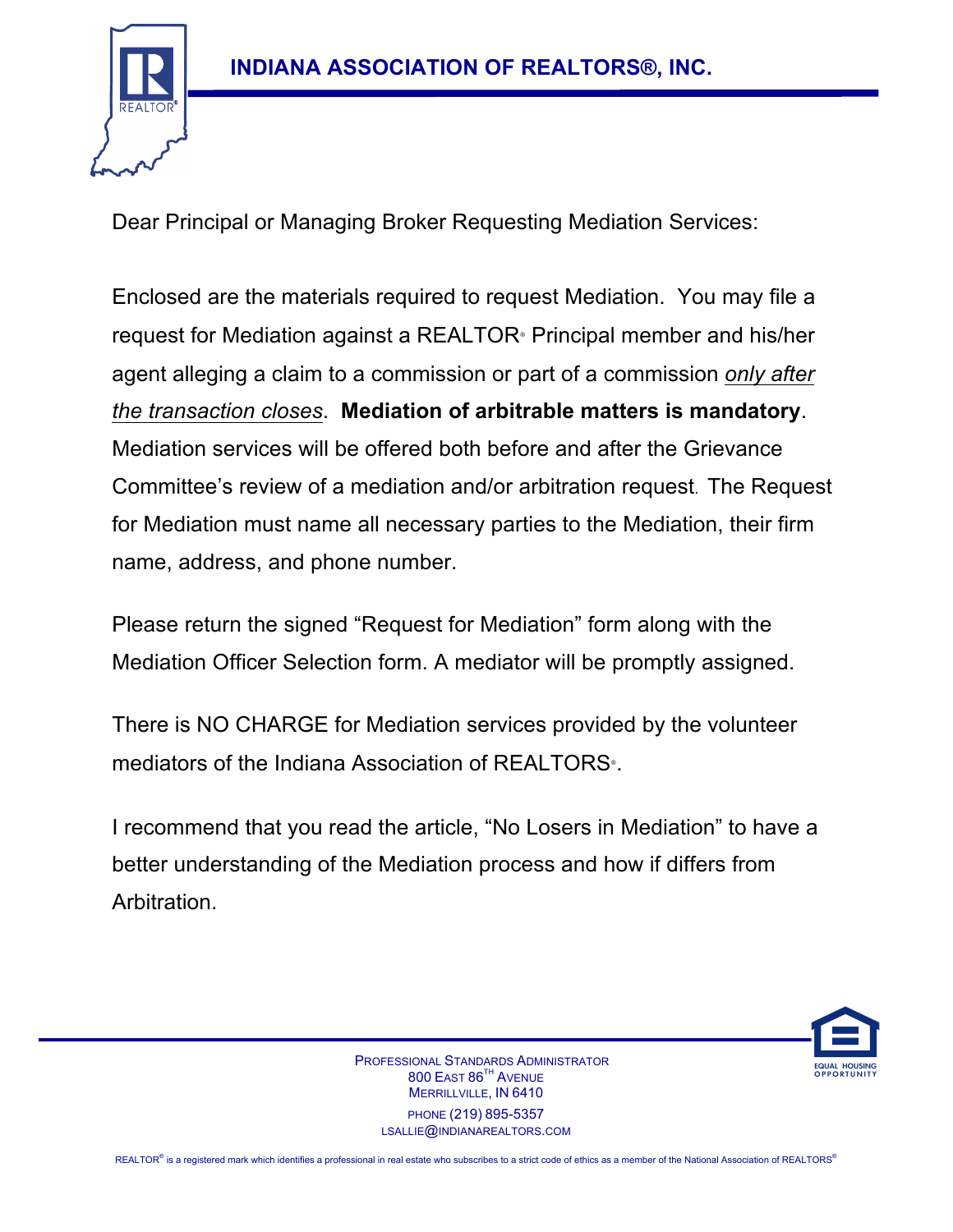# INDIANA ASSOCIATION OF REALTORS®, INC.

Dear Principal or Managing Broker Requesting Mediation Services:

Enclosed are the materials required to request Mediation. You may file a request for Mediation against a REALTOR® Principal member and his/her agent alleging a claim to a commission or part of a commission *only after the transaction closes*. **Mediation of arbitrable matters is mandatory**. Mediation services will be offered both before and after the Grievance Committee's review of a mediation and/or arbitration request. The Request for Mediation must name all necessary parties to the Mediation, their firm name, address, and phone number.

Please return the signed "Request for Mediation" form along with the Mediation Officer Selection form. A mediator will be promptly assigned.

There is NO CHARGE for Mediation services provided by the volunteer mediators of the Indiana Association of REALTORS®.

I recommend that you read the article, "No Losers in Mediation" to have a better understanding of the Mediation process and how if differs from Arbitration.

PROFESSIONAL STANDARDS ADMINISTRATOR
800 EAST 86TH AVENUE
MERRILLVILLE, IN 6410
PHONE (219) 895-5357
LSALLIE@INDIANAREALTORS.COM

EQUAL HOUSING OPPORTUNITY

REALTOR® is a registered mark which identifies a professional in real estate who subscribes to a strict code of ethics as a member of the National Association of REALTORS®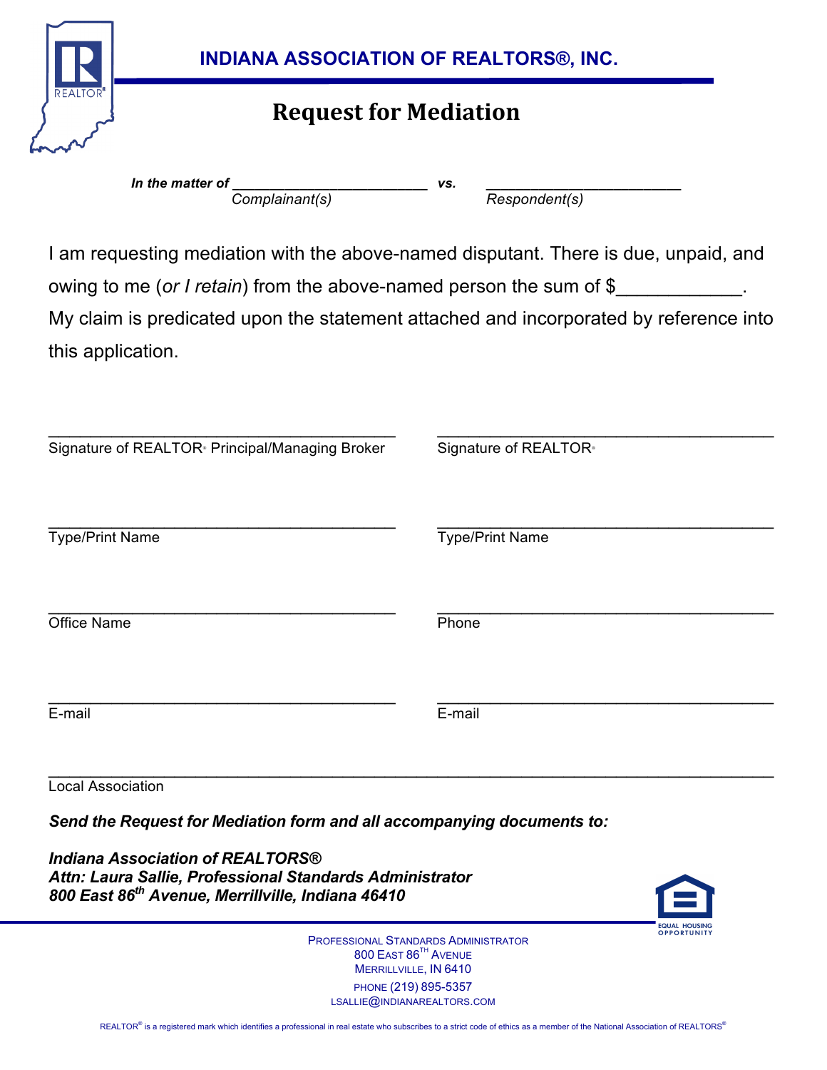**INDIANA ASSOCIATION OF REALTORS®, INC.**

# Request for Mediation

***In the matter of*** \_\_\_\_\_\_\_\_\_\_\_\_\_\_\_\_\_\_\_\_\_\_\_\_ ***vs.*** \_\_\_\_\_\_\_\_\_\_\_\_\_\_\_\_\_\_\_\_\_\_\_\_
*Complainant(s)* *Respondent(s)*

I am requesting mediation with the above-named disputant. There is due, unpaid, and owing to me (*or I retain*) from the above-named person the sum of $\_\_\_\_\_\_\_\_\_\_\_\_. My claim is predicated upon the statement attached and incorporated by reference into this application.

\_\_\_\_\_\_\_\_\_\_\_\_\_\_\_\_\_\_\_\_\_\_\_\_\_\_\_\_\_\_\_\_\_\_\_\_\_\_\_
Signature of REALTOR® Principal/Managing Broker

\_\_\_\_\_\_\_\_\_\_\_\_\_\_\_\_\_\_\_\_\_\_\_\_\_\_\_\_\_\_\_\_\_\_\_\_\_\_\_
Signature of REALTOR®

\_\_\_\_\_\_\_\_\_\_\_\_\_\_\_\_\_\_\_\_\_\_\_\_\_\_\_\_\_\_\_\_\_\_\_\_\_\_\_
Type/Print Name

\_\_\_\_\_\_\_\_\_\_\_\_\_\_\_\_\_\_\_\_\_\_\_\_\_\_\_\_\_\_\_\_\_\_\_\_\_\_\_
Type/Print Name

\_\_\_\_\_\_\_\_\_\_\_\_\_\_\_\_\_\_\_\_\_\_\_\_\_\_\_\_\_\_\_\_\_\_\_\_\_\_\_
Office Name

\_\_\_\_\_\_\_\_\_\_\_\_\_\_\_\_\_\_\_\_\_\_\_\_\_\_\_\_\_\_\_\_\_\_\_\_\_\_\_
Phone

\_\_\_\_\_\_\_\_\_\_\_\_\_\_\_\_\_\_\_\_\_\_\_\_\_\_\_\_\_\_\_\_\_\_\_\_\_\_\_
E-mail

\_\_\_\_\_\_\_\_\_\_\_\_\_\_\_\_\_\_\_\_\_\_\_\_\_\_\_\_\_\_\_\_\_\_\_\_\_\_\_
E-mail

\_\_\_\_\_\_\_\_\_\_\_\_\_\_\_\_\_\_\_\_\_\_\_\_\_\_\_\_\_\_\_\_\_\_\_\_\_\_\_\_\_\_\_\_\_\_\_\_\_\_\_\_\_\_\_\_\_\_\_\_\_\_\_\_\_\_\_\_\_\_\_\_\_\_\_\_
Local Association

***Send the Request for Mediation form and all accompanying documents to:***

***Indiana Association of REALTORS®***
***Attn: Laura Sallie, Professional Standards Administrator***
***800 East 86th Avenue, Merrillville, Indiana 46410***

PROFESSIONAL STANDARDS ADMINISTRATOR
800 EAST 86TH AVENUE
MERRILLVILLE, IN 6410
PHONE (219) 895-5357
LSALLIE@INDIANAREALTORS.COM

REALTOR® is a registered mark which identifies a professional in real estate who subscribes to a strict code of ethics as a member of the National Association of REALTORS®